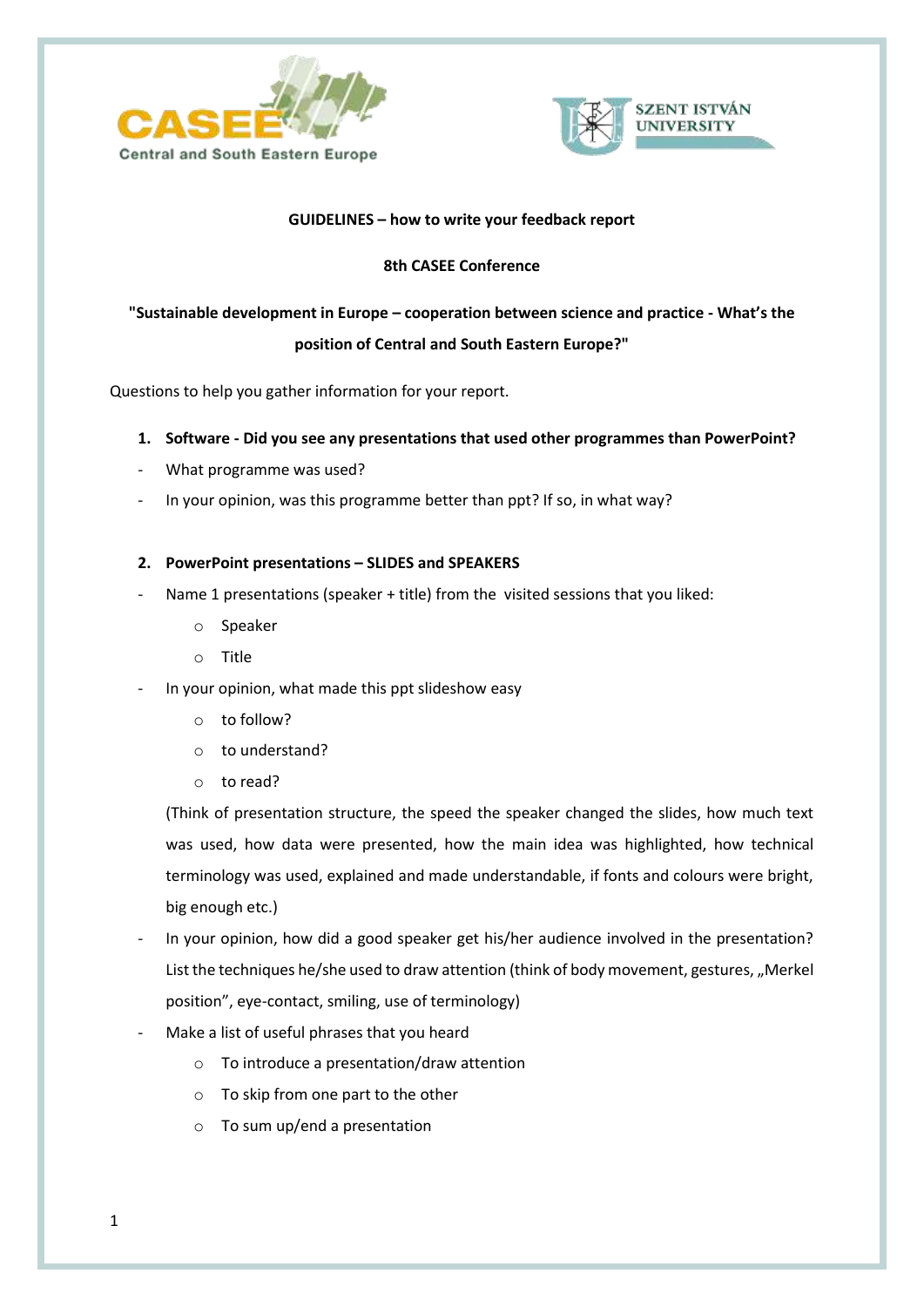**GUIDELINES – how to write your feedback report**

**8th CASEE Conference**

**"Sustainable development in Europe – cooperation between science and practice - What's the position of Central and South Eastern Europe?"**

Questions to help you gather information for your report.

1. **Software - Did you see any presentations that used other programmes than PowerPoint?**

- What programme was used?
- In your opinion, was this programme better than ppt? If so, in what way?

2. **PowerPoint presentations – SLIDES and SPEAKERS**

- Name 1 presentations (speaker + title) from the visited sessions that you liked:
    - Speaker
    - Title
- In your opinion, what made this ppt slideshow easy
    - to follow?
    - to understand?
    - to read?

  (Think of presentation structure, the speed the speaker changed the slides, how much text was used, how data were presented, how the main idea was highlighted, how technical terminology was used, explained and made understandable, if fonts and colours were bright, big enough etc.)
- In your opinion, how did a good speaker get his/her audience involved in the presentation? List the techniques he/she used to draw attention (think of body movement, gestures, „Merkel position", eye-contact, smiling, use of terminology)
- Make a list of useful phrases that you heard
    - To introduce a presentation/draw attention
    - To skip from one part to the other
    - To sum up/end a presentation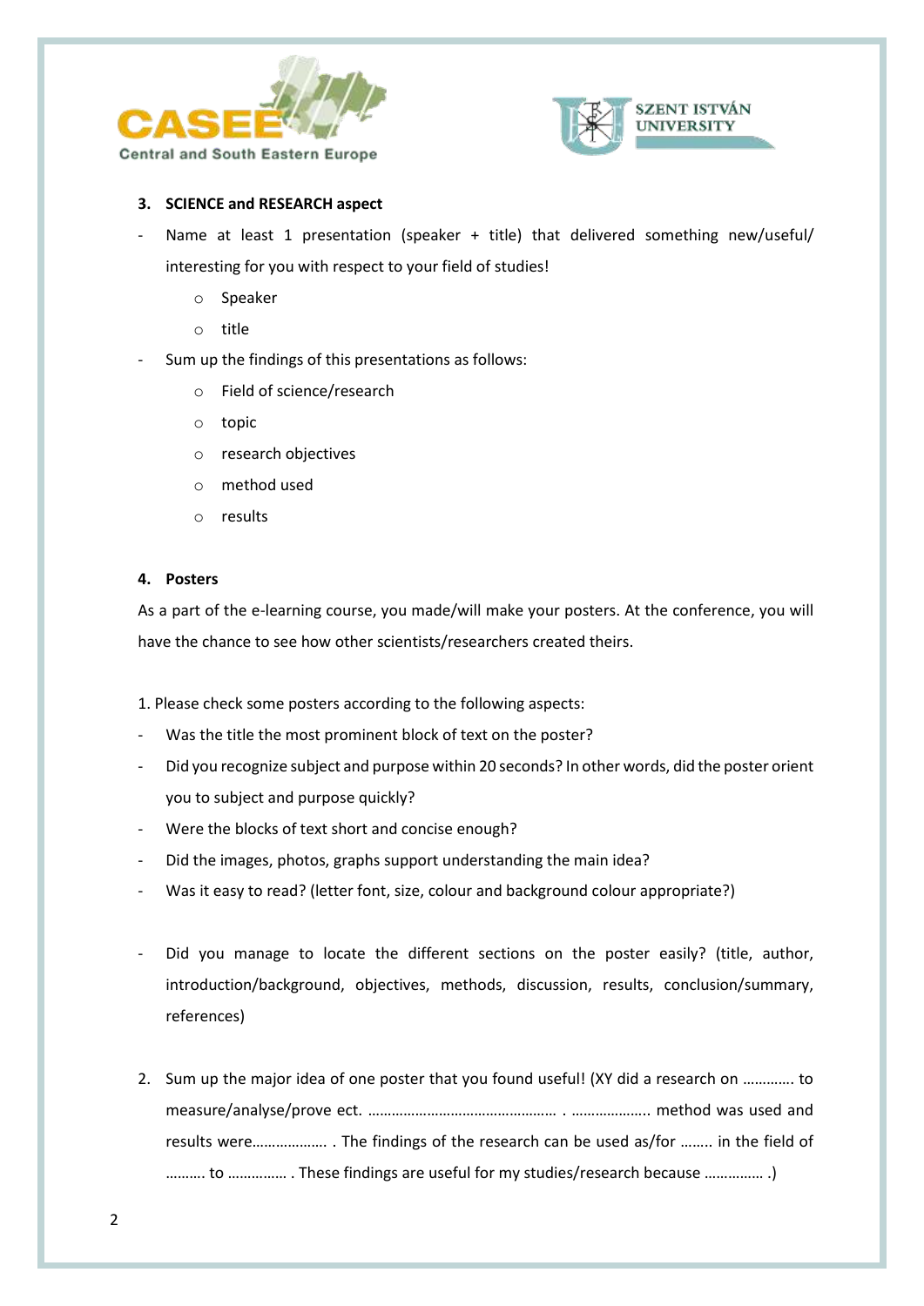### 3. SCIENCE and RESEARCH aspect

- Name at least 1 presentation (speaker + title) that delivered something new/useful/ interesting for you with respect to your field of studies!
    - Speaker
    - title
- Sum up the findings of this presentations as follows:
    - Field of science/research
    - topic
    - research objectives
    - method used
    - results

### 4. Posters

As a part of the e-learning course, you made/will make your posters. At the conference, you will have the chance to see how other scientists/researchers created theirs.

1. Please check some posters according to the following aspects:

- Was the title the most prominent block of text on the poster?
- Did you recognize subject and purpose within 20 seconds? In other words, did the poster orient you to subject and purpose quickly?
- Were the blocks of text short and concise enough?
- Did the images, photos, graphs support understanding the main idea?
- Was it easy to read? (letter font, size, colour and background colour appropriate?)

- Did you manage to locate the different sections on the poster easily? (title, author, introduction/background, objectives, methods, discussion, results, conclusion/summary, references)

2. Sum up the major idea of one poster that you found useful! (XY did a research on ………… to measure/analyse/prove ect. ………………………………………… . ……………….. method was used and results were………………. . The findings of the research can be used as/for …….. in the field of ………. to …………… . These findings are useful for my studies/research because …………… .)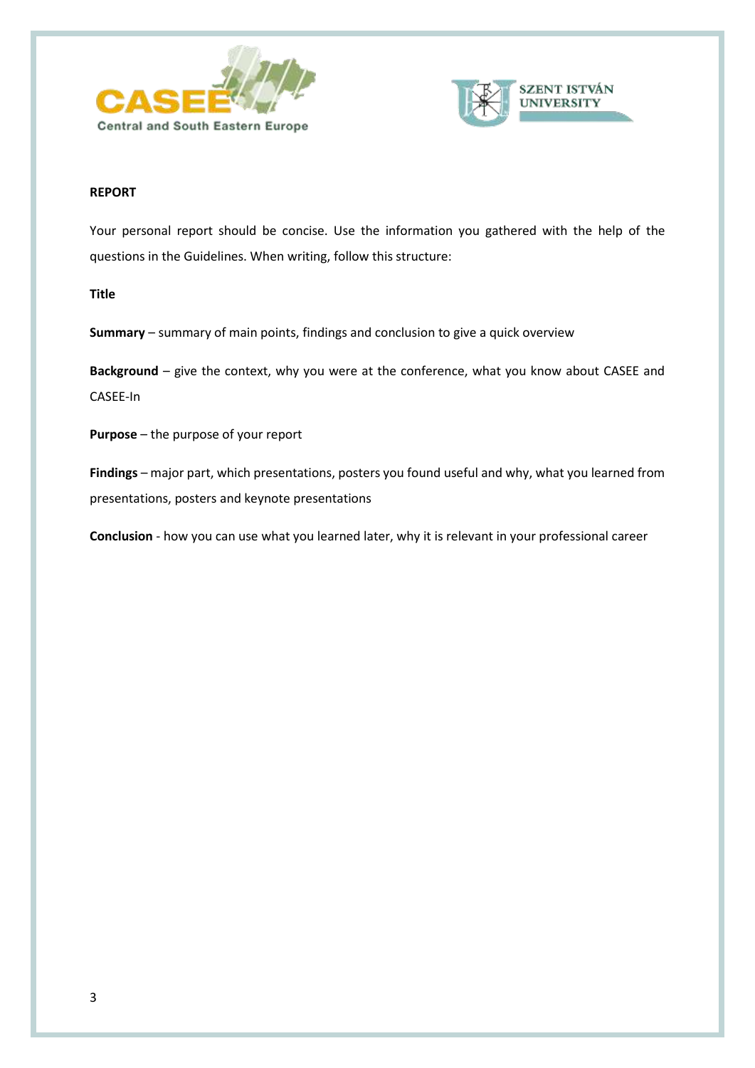**REPORT**

Your personal report should be concise. Use the information you gathered with the help of the questions in the Guidelines. When writing, follow this structure:

**Title**

**Summary** – summary of main points, findings and conclusion to give a quick overview

**Background** – give the context, why you were at the conference, what you know about CASEE and CASEE-In

**Purpose** – the purpose of your report

**Findings** – major part, which presentations, posters you found useful and why, what you learned from presentations, posters and keynote presentations

**Conclusion** - how you can use what you learned later, why it is relevant in your professional career